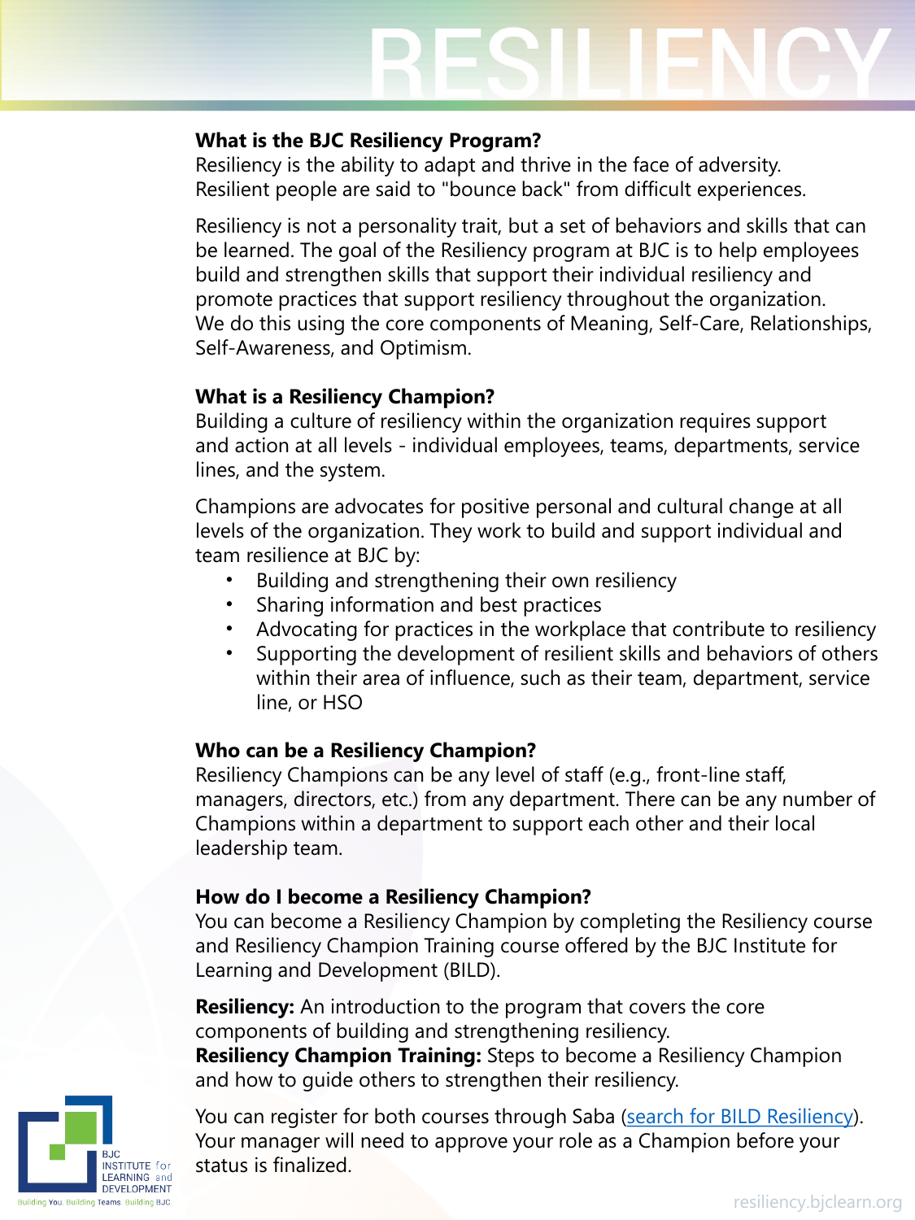# RESILIENCY

### What is the BJC Resiliency Program?

Resiliency is the ability to adapt and thrive in the face of adversity. Resilient people are said to "bounce back" from difficult experiences.

Resiliency is not a personality trait, but a set of behaviors and skills that can be learned. The goal of the Resiliency program at BJC is to help employees build and strengthen skills that support their individual resiliency and promote practices that support resiliency throughout the organization. We do this using the core components of Meaning, Self-Care, Relationships, Self-Awareness, and Optimism.

### What is a Resiliency Champion?

Building a culture of resiliency within the organization requires support and action at all levels - individual employees, teams, departments, service lines, and the system.

Champions are advocates for positive personal and cultural change at all levels of the organization. They work to build and support individual and team resilience at BJC by:

- Building and strengthening their own resiliency
- Sharing information and best practices
- Advocating for practices in the workplace that contribute to resiliency
- Supporting the development of resilient skills and behaviors of others within their area of influence, such as their team, department, service line, or HSO

### Who can be a Resiliency Champion?

Resiliency Champions can be any level of staff (e.g., front-line staff, managers, directors, etc.) from any department. There can be any number of Champions within a department to support each other and their local leadership team.

### How do I become a Resiliency Champion?

You can become a Resiliency Champion by completing the Resiliency course and Resiliency Champion Training course offered by the BJC Institute for Learning and Development (BILD).

**Resiliency:** An introduction to the program that covers the core components of building and strengthening resiliency.
**Resiliency Champion Training:** Steps to become a Resiliency Champion and how to guide others to strengthen their resiliency.

You can register for both courses through Saba (search for BILD Resiliency). Your manager will need to approve your role as a Champion before your status is finalized.

BJC INSTITUTE for LEARNING and DEVELOPMENT
Building You. Building Teams. Building BJC.

resiliency.bjclearn.org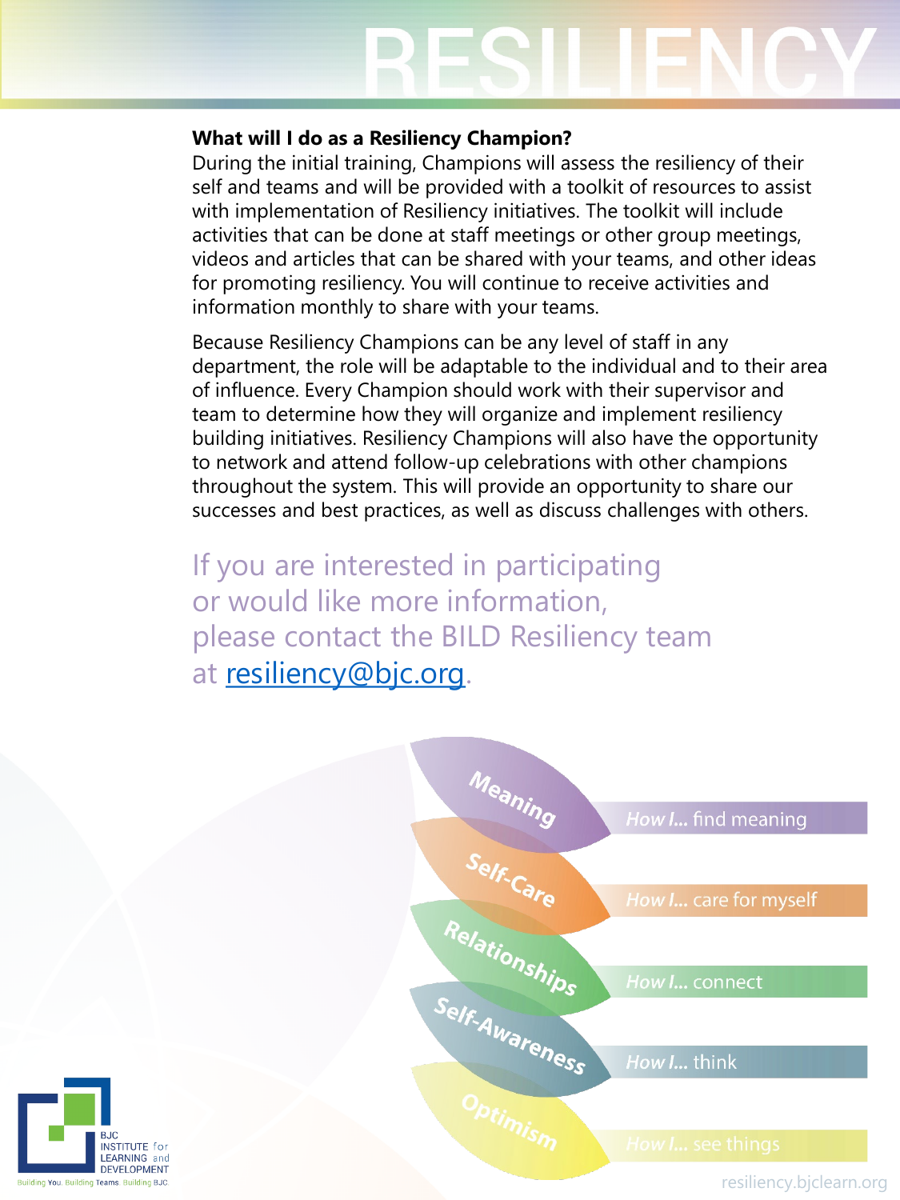# RESILIENCY

**What will I do as a Resiliency Champion?**

During the initial training, Champions will assess the resiliency of their self and teams and will be provided with a toolkit of resources to assist with implementation of Resiliency initiatives. The toolkit will include activities that can be done at staff meetings or other group meetings, videos and articles that can be shared with your teams, and other ideas for promoting resiliency. You will continue to receive activities and information monthly to share with your teams.

Because Resiliency Champions can be any level of staff in any department, the role will be adaptable to the individual and to their area of influence. Every Champion should work with their supervisor and team to determine how they will organize and implement resiliency building initiatives. Resiliency Champions will also have the opportunity to network and attend follow-up celebrations with other champions throughout the system. This will provide an opportunity to share our successes and best practices, as well as discuss challenges with others.

If you are interested in participating or would like more information, please contact the BILD Resiliency team at resiliency@bjc.org.

Meaning — *How I...* find meaning

Self-Care — *How I...* care for myself

Relationships — *How I...* connect

Self-Awareness — *How I...* think

Optimism — *How I...* see things

BJC INSTITUTE for LEARNING and DEVELOPMENT

Building You. Building Teams. Building BJC.

resiliency.bjclearn.org